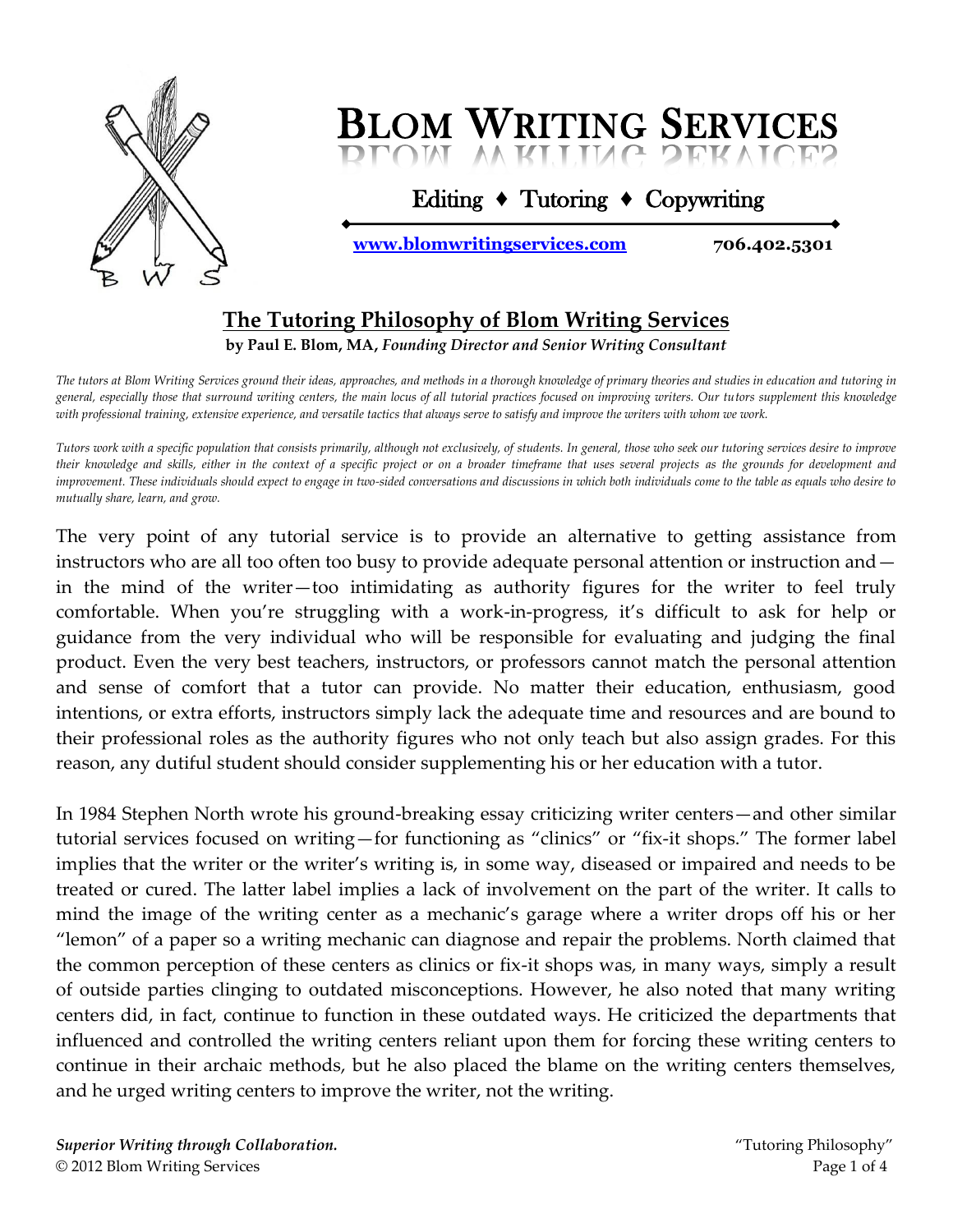# Blom Writing Services

Editing ♦ Tutoring ♦ Copywriting

[www.blomwritingservices.com](http://www.blomwritingservices.com) 706.402.5301

## The Tutoring Philosophy of Blom Writing Services

**by Paul E. Blom, MA,** ***Founding Director and Senior Writing Consultant***

*The tutors at Blom Writing Services ground their ideas, approaches, and methods in a thorough knowledge of primary theories and studies in education and tutoring in general, especially those that surround writing centers, the main locus of all tutorial practices focused on improving writers. Our tutors supplement this knowledge with professional training, extensive experience, and versatile tactics that always serve to satisfy and improve the writers with whom we work.*

*Tutors work with a specific population that consists primarily, although not exclusively, of students. In general, those who seek our tutoring services desire to improve their knowledge and skills, either in the context of a specific project or on a broader timeframe that uses several projects as the grounds for development and improvement. These individuals should expect to engage in two-sided conversations and discussions in which both individuals come to the table as equals who desire to mutually share, learn, and grow.*

The very point of any tutorial service is to provide an alternative to getting assistance from instructors who are all too often too busy to provide adequate personal attention or instruction and—in the mind of the writer—too intimidating as authority figures for the writer to feel truly comfortable. When you're struggling with a work-in-progress, it's difficult to ask for help or guidance from the very individual who will be responsible for evaluating and judging the final product. Even the very best teachers, instructors, or professors cannot match the personal attention and sense of comfort that a tutor can provide. No matter their education, enthusiasm, good intentions, or extra efforts, instructors simply lack the adequate time and resources and are bound to their professional roles as the authority figures who not only teach but also assign grades. For this reason, any dutiful student should consider supplementing his or her education with a tutor.

In 1984 Stephen North wrote his ground-breaking essay criticizing writer centers—and other similar tutorial services focused on writing—for functioning as "clinics" or "fix-it shops." The former label implies that the writer or the writer's writing is, in some way, diseased or impaired and needs to be treated or cured. The latter label implies a lack of involvement on the part of the writer. It calls to mind the image of the writing center as a mechanic's garage where a writer drops off his or her "lemon" of a paper so a writing mechanic can diagnose and repair the problems. North claimed that the common perception of these centers as clinics or fix-it shops was, in many ways, simply a result of outside parties clinging to outdated misconceptions. However, he also noted that many writing centers did, in fact, continue to function in these outdated ways. He criticized the departments that influenced and controlled the writing centers reliant upon them for forcing these writing centers to continue in their archaic methods, but he also placed the blame on the writing centers themselves, and he urged writing centers to improve the writer, not the writing.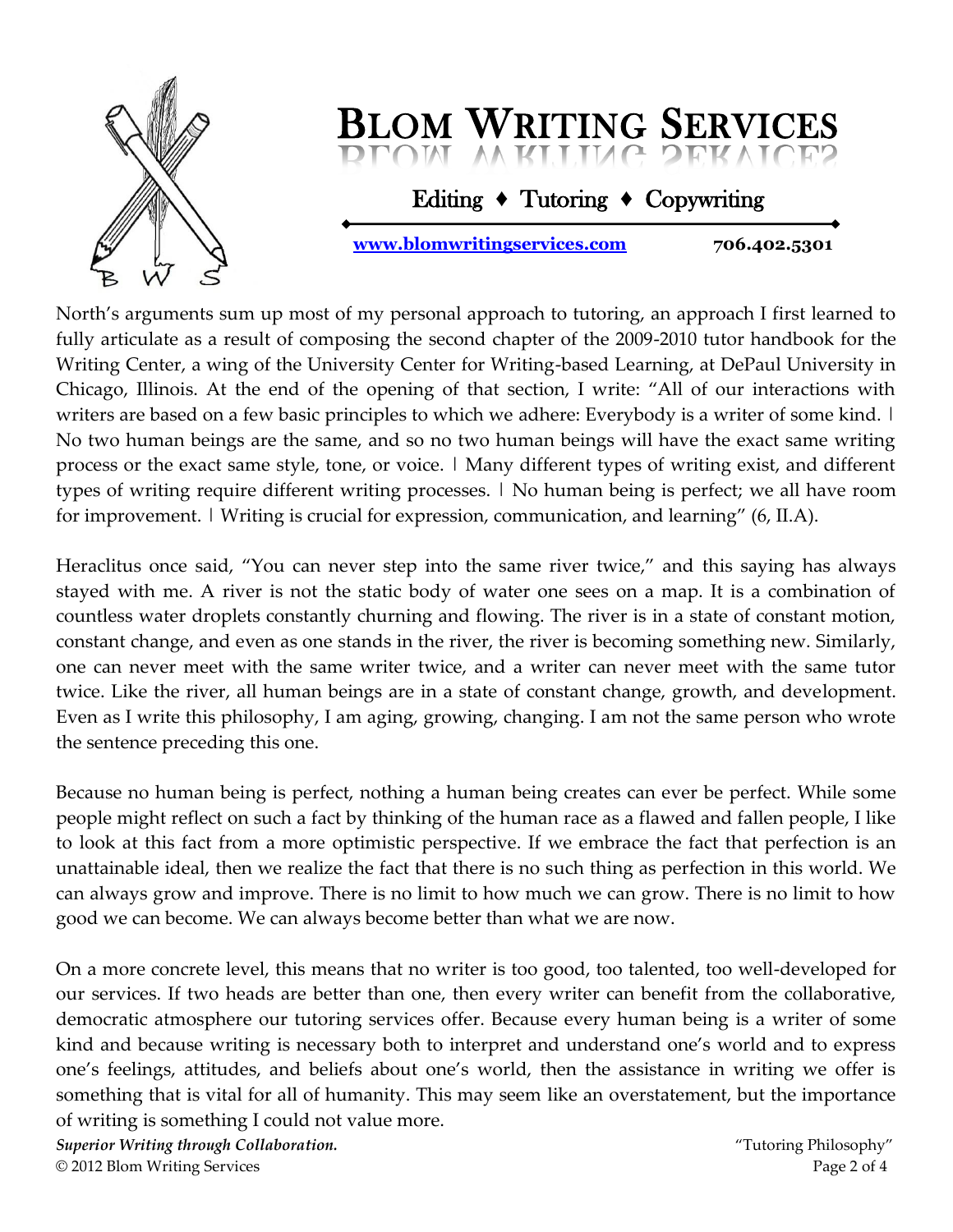North's arguments sum up most of my personal approach to tutoring, an approach I first learned to fully articulate as a result of composing the second chapter of the 2009-2010 tutor handbook for the Writing Center, a wing of the University Center for Writing-based Learning, at DePaul University in Chicago, Illinois. At the end of the opening of that section, I write: "All of our interactions with writers are based on a few basic principles to which we adhere: Everybody is a writer of some kind. | No two human beings are the same, and so no two human beings will have the exact same writing process or the exact same style, tone, or voice. | Many different types of writing exist, and different types of writing require different writing processes. | No human being is perfect; we all have room for improvement. | Writing is crucial for expression, communication, and learning" (6, II.A).

Heraclitus once said, "You can never step into the same river twice," and this saying has always stayed with me. A river is not the static body of water one sees on a map. It is a combination of countless water droplets constantly churning and flowing. The river is in a state of constant motion, constant change, and even as one stands in the river, the river is becoming something new. Similarly, one can never meet with the same writer twice, and a writer can never meet with the same tutor twice. Like the river, all human beings are in a state of constant change, growth, and development. Even as I write this philosophy, I am aging, growing, changing. I am not the same person who wrote the sentence preceding this one.

Because no human being is perfect, nothing a human being creates can ever be perfect. While some people might reflect on such a fact by thinking of the human race as a flawed and fallen people, I like to look at this fact from a more optimistic perspective. If we embrace the fact that perfection is an unattainable ideal, then we realize the fact that there is no such thing as perfection in this world. We can always grow and improve. There is no limit to how much we can grow. There is no limit to how good we can become. We can always become better than what we are now.

On a more concrete level, this means that no writer is too good, too talented, too well-developed for our services. If two heads are better than one, then every writer can benefit from the collaborative, democratic atmosphere our tutoring services offer. Because every human being is a writer of some kind and because writing is necessary both to interpret and understand one's world and to express one's feelings, attitudes, and beliefs about one's world, then the assistance in writing we offer is something that is vital for all of humanity. This may seem like an overstatement, but the importance of writing is something I could not value more.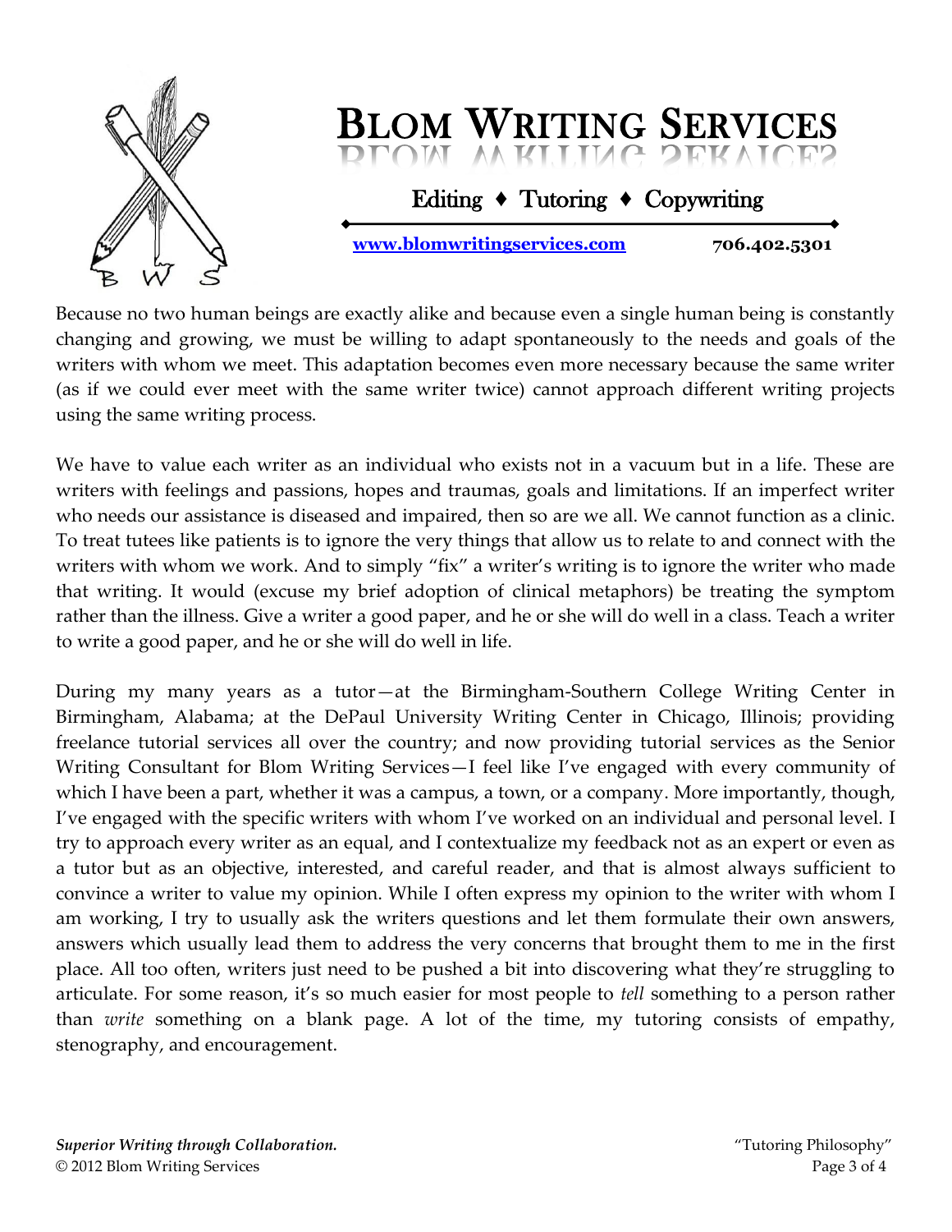Because no two human beings are exactly alike and because even a single human being is constantly changing and growing, we must be willing to adapt spontaneously to the needs and goals of the writers with whom we meet. This adaptation becomes even more necessary because the same writer (as if we could ever meet with the same writer twice) cannot approach different writing projects using the same writing process.

We have to value each writer as an individual who exists not in a vacuum but in a life. These are writers with feelings and passions, hopes and traumas, goals and limitations. If an imperfect writer who needs our assistance is diseased and impaired, then so are we all. We cannot function as a clinic. To treat tutees like patients is to ignore the very things that allow us to relate to and connect with the writers with whom we work. And to simply "fix" a writer's writing is to ignore the writer who made that writing. It would (excuse my brief adoption of clinical metaphors) be treating the symptom rather than the illness. Give a writer a good paper, and he or she will do well in a class. Teach a writer to write a good paper, and he or she will do well in life.

During my many years as a tutor—at the Birmingham-Southern College Writing Center in Birmingham, Alabama; at the DePaul University Writing Center in Chicago, Illinois; providing freelance tutorial services all over the country; and now providing tutorial services as the Senior Writing Consultant for Blom Writing Services—I feel like I've engaged with every community of which I have been a part, whether it was a campus, a town, or a company. More importantly, though, I've engaged with the specific writers with whom I've worked on an individual and personal level. I try to approach every writer as an equal, and I contextualize my feedback not as an expert or even as a tutor but as an objective, interested, and careful reader, and that is almost always sufficient to convince a writer to value my opinion. While I often express my opinion to the writer with whom I am working, I try to usually ask the writers questions and let them formulate their own answers, answers which usually lead them to address the very concerns that brought them to me in the first place. All too often, writers just need to be pushed a bit into discovering what they're struggling to articulate. For some reason, it's so much easier for most people to *tell* something to a person rather than *write* something on a blank page. A lot of the time, my tutoring consists of empathy, stenography, and encouragement.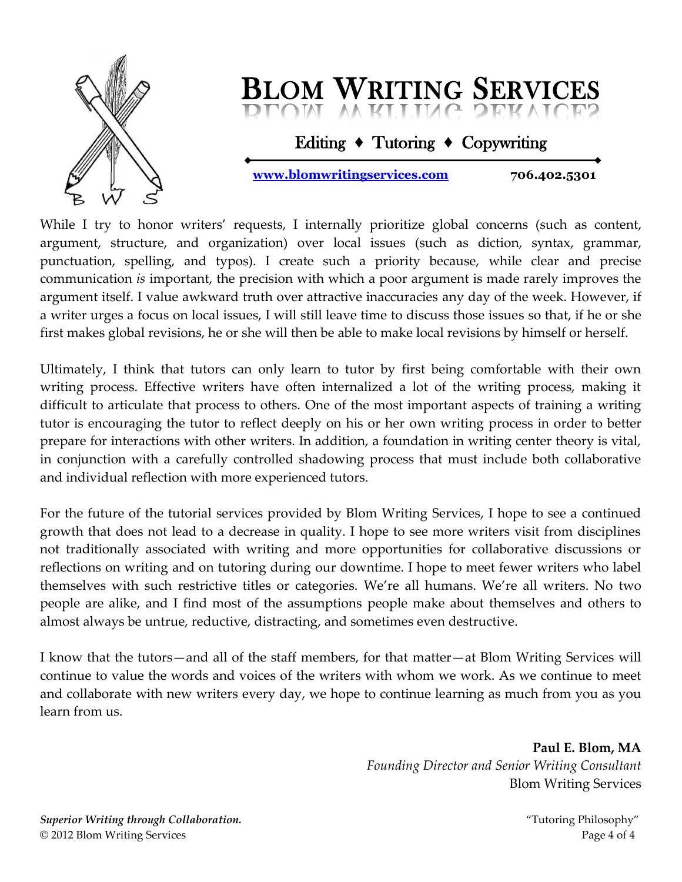While I try to honor writers' requests, I internally prioritize global concerns (such as content, argument, structure, and organization) over local issues (such as diction, syntax, grammar, punctuation, spelling, and typos). I create such a priority because, while clear and precise communication *is* important, the precision with which a poor argument is made rarely improves the argument itself. I value awkward truth over attractive inaccuracies any day of the week. However, if a writer urges a focus on local issues, I will still leave time to discuss those issues so that, if he or she first makes global revisions, he or she will then be able to make local revisions by himself or herself.

Ultimately, I think that tutors can only learn to tutor by first being comfortable with their own writing process. Effective writers have often internalized a lot of the writing process, making it difficult to articulate that process to others. One of the most important aspects of training a writing tutor is encouraging the tutor to reflect deeply on his or her own writing process in order to better prepare for interactions with other writers. In addition, a foundation in writing center theory is vital, in conjunction with a carefully controlled shadowing process that must include both collaborative and individual reflection with more experienced tutors.

For the future of the tutorial services provided by Blom Writing Services, I hope to see a continued growth that does not lead to a decrease in quality. I hope to see more writers visit from disciplines not traditionally associated with writing and more opportunities for collaborative discussions or reflections on writing and on tutoring during our downtime. I hope to meet fewer writers who label themselves with such restrictive titles or categories. We're all humans. We're all writers. No two people are alike, and I find most of the assumptions people make about themselves and others to almost always be untrue, reductive, distracting, and sometimes even destructive.

I know that the tutors—and all of the staff members, for that matter—at Blom Writing Services will continue to value the words and voices of the writers with whom we work. As we continue to meet and collaborate with new writers every day, we hope to continue learning as much from you as you learn from us.

**Paul E. Blom, MA**
*Founding Director and Senior Writing Consultant*
Blom Writing Services